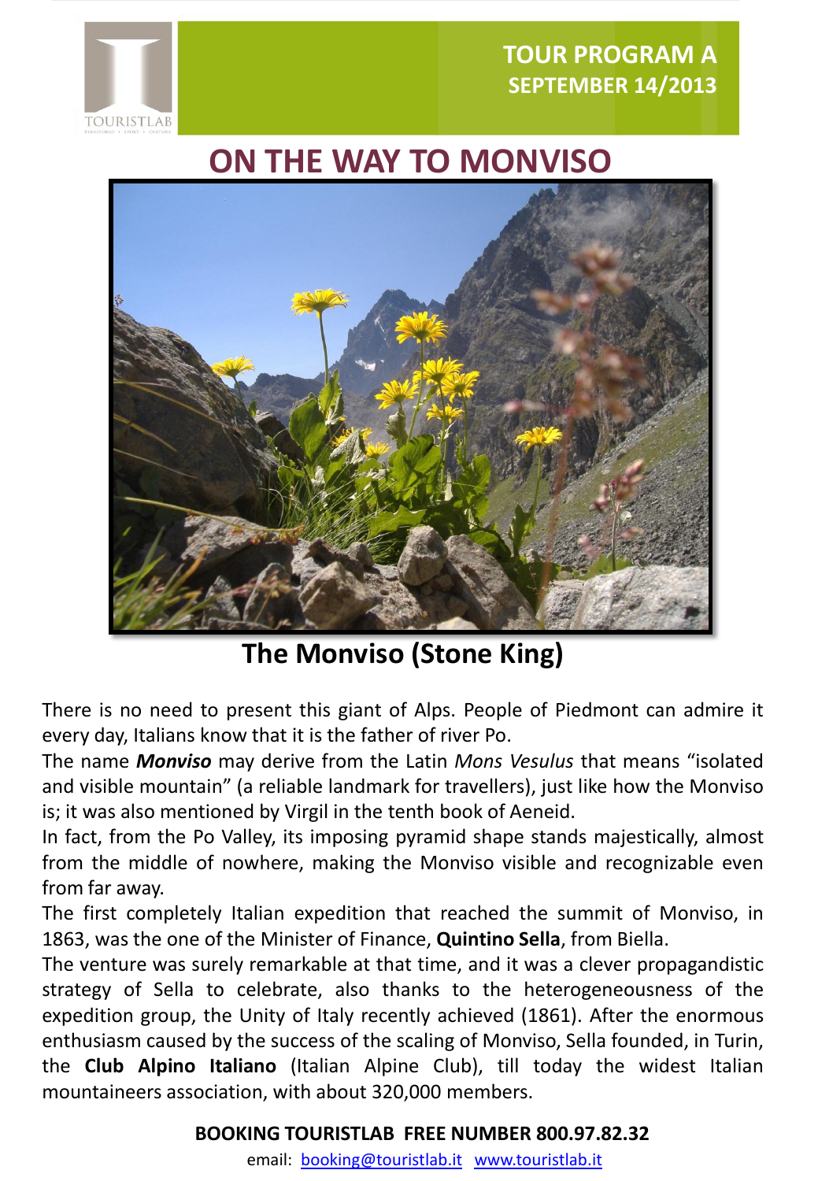TOURISTLAB

**TOUR PROGRAM A**
**SEPTEMBER 14/2013**

# ON THE WAY TO MONVISO

**The Monviso (Stone King)**

There is no need to present this giant of Alps. People of Piedmont can admire it every day, Italians know that it is the father of river Po.

The name ***Monviso*** may derive from the Latin *Mons Vesulus* that means "isolated and visible mountain" (a reliable landmark for travellers), just like how the Monviso is; it was also mentioned by Virgil in the tenth book of Aeneid.

In fact, from the Po Valley, its imposing pyramid shape stands majestically, almost from the middle of nowhere, making the Monviso visible and recognizable even from far away.

The first completely Italian expedition that reached the summit of Monviso, in 1863, was the one of the Minister of Finance, **Quintino Sella**, from Biella.

The venture was surely remarkable at that time, and it was a clever propagandistic strategy of Sella to celebrate, also thanks to the heterogeneousness of the expedition group, the Unity of Italy recently achieved (1861). After the enormous enthusiasm caused by the success of the scaling of Monviso, Sella founded, in Turin, the **Club Alpino Italiano** (Italian Alpine Club), till today the widest Italian mountaineers association, with about 320,000 members.

**BOOKING TOURISTLAB FREE NUMBER 800.97.82.32**

email: booking@touristlab.it www.touristlab.it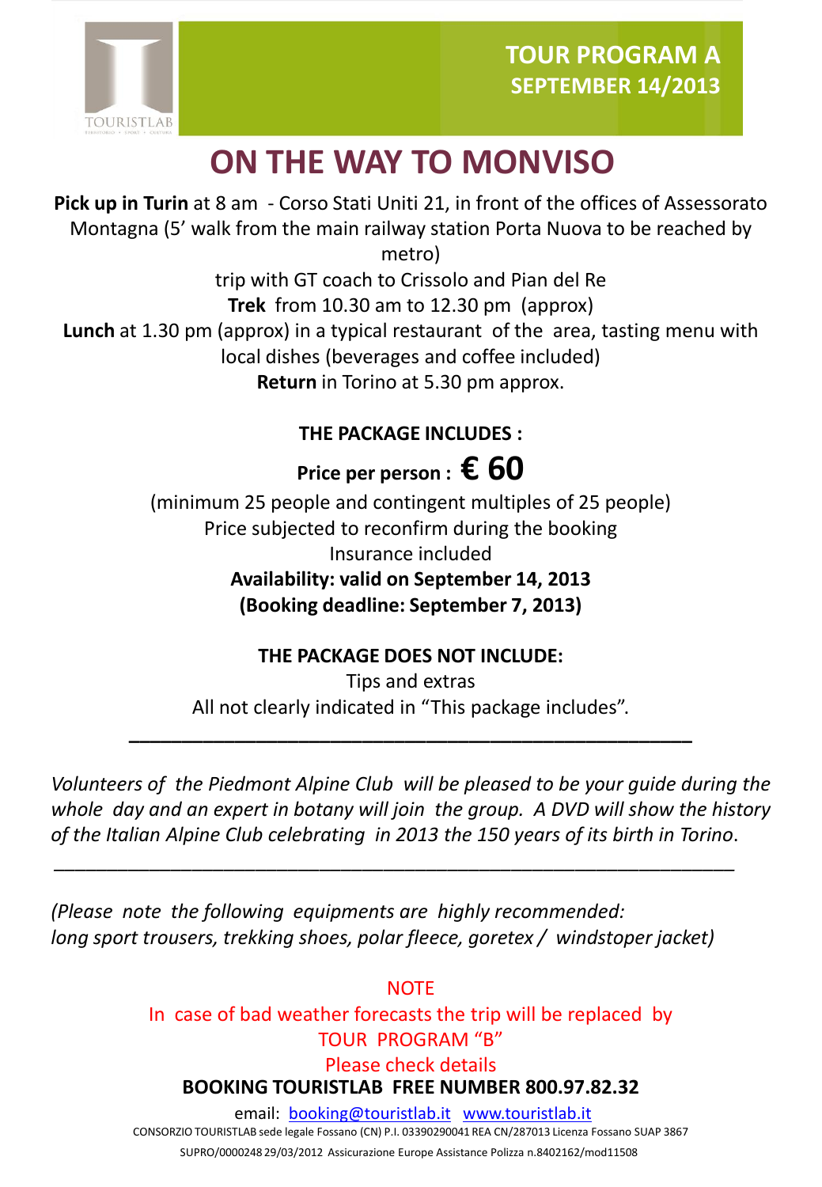TOURISTLAB

**TOUR PROGRAM A**
**SEPTEMBER 14/2013**

# ON THE WAY TO MONVISO

**Pick up in Turin** at 8 am - Corso Stati Uniti 21, in front of the offices of Assessorato Montagna (5' walk from the main railway station Porta Nuova to be reached by metro)

trip with GT coach to Crissolo and Pian del Re

**Trek** from 10.30 am to 12.30 pm (approx)

**Lunch** at 1.30 pm (approx) in a typical restaurant of the area, tasting menu with local dishes (beverages and coffee included)

**Return** in Torino at 5.30 pm approx.

**THE PACKAGE INCLUDES :**

**Price per person : € 60**

(minimum 25 people and contingent multiples of 25 people)

Price subjected to reconfirm during the booking

Insurance included

**Availability: valid on September 14, 2013**

**(Booking deadline: September 7, 2013)**

**THE PACKAGE DOES NOT INCLUDE:**

Tips and extras

All not clearly indicated in "This package includes".

---

*Volunteers of the Piedmont Alpine Club will be pleased to be your guide during the whole day and an expert in botany will join the group. A DVD will show the history of the Italian Alpine Club celebrating in 2013 the 150 years of its birth in Torino.*

---

*(Please note the following equipments are highly recommended: long sport trousers, trekking shoes, polar fleece, goretex / windstoper jacket)*

NOTE

In case of bad weather forecasts the trip will be replaced by TOUR PROGRAM "B"

Please check details

**BOOKING TOURISTLAB FREE NUMBER 800.97.82.32**

email: booking@touristlab.it www.touristlab.it

CONSORZIO TOURISTLAB sede legale Fossano (CN) P.I. 03390290041 REA CN/287013 Licenza Fossano SUAP 3867 SUPRO/0000248 29/03/2012 Assicurazione Europe Assistance Polizza n.8402162/mod11508